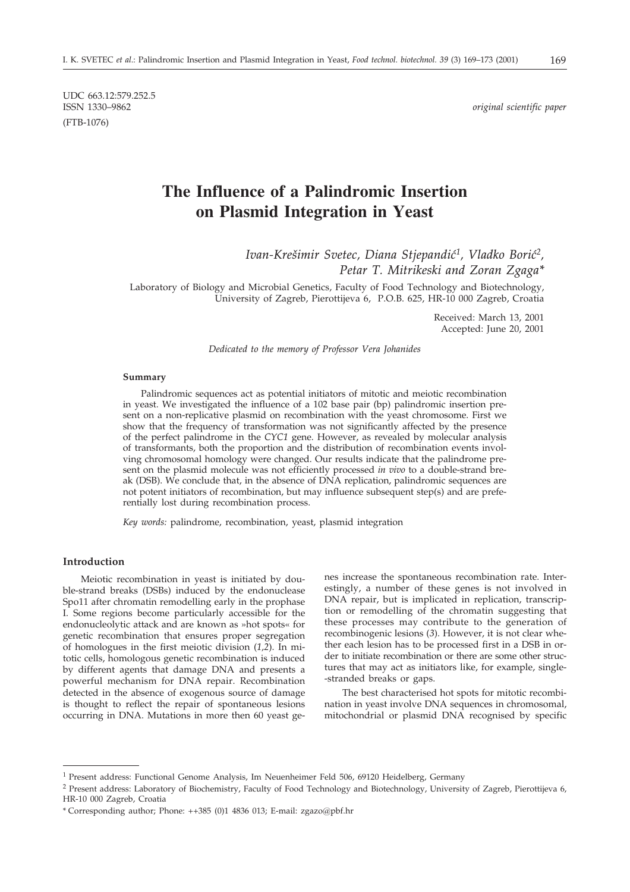UDC 663.12:579.252.5
ISSN 1330–9862
(FTB-1076)

*original scientific paper*

# The Influence of a Palindromic Insertion on Plasmid Integration in Yeast

*Ivan-Krešimir Svetec, Diana Stjepandić[1], Vladko Borić[2], Petar T. Mitrikeski and Zoran Zgaga\**

Laboratory of Biology and Microbial Genetics, Faculty of Food Technology and Biotechnology, University of Zagreb, Pierottijeva 6, P.O.B. 625, HR-10 000 Zagreb, Croatia

Received: March 13, 2001
Accepted: June 20, 2001

*Dedicated to the memory of Professor Vera Johanides*

#### Summary

Palindromic sequences act as potential initiators of mitotic and meiotic recombination in yeast. We investigated the influence of a 102 base pair (bp) palindromic insertion present on a non-replicative plasmid on recombination with the yeast chromosome. First we show that the frequency of transformation was not significantly affected by the presence of the perfect palindrome in the *CYC1* gene. However, as revealed by molecular analysis of transformants, both the proportion and the distribution of recombination events involving chromosomal homology were changed. Our results indicate that the palindrome present on the plasmid molecule was not efficiently processed *in vivo* to a double-strand break (DSB). We conclude that, in the absence of DNA replication, palindromic sequences are not potent initiators of recombination, but may influence subsequent step(s) and are preferentially lost during recombination process.

*Key words:* palindrome, recombination, yeast, plasmid integration

## Introduction

Meiotic recombination in yeast is initiated by double-strand breaks (DSBs) induced by the endonuclease Spo11 after chromatin remodelling early in the prophase I. Some regions become particularly accessible for the endonucleolytic attack and are known as »hot spots« for genetic recombination that ensures proper segregation of homologues in the first meiotic division (*1,2*). In mitotic cells, homologous genetic recombination is induced by different agents that damage DNA and presents a powerful mechanism for DNA repair. Recombination detected in the absence of exogenous source of damage is thought to reflect the repair of spontaneous lesions occurring in DNA. Mutations in more then 60 yeast genes increase the spontaneous recombination rate. Interestingly, a number of these genes is not involved in DNA repair, but is implicated in replication, transcription or remodelling of the chromatin suggesting that these processes may contribute to the generation of recombinogenic lesions (*3*). However, it is not clear whether each lesion has to be processed first in a DSB in order to initiate recombination or there are some other structures that may act as initiators like, for example, single-stranded breaks or gaps.

The best characterised hot spots for mitotic recombination in yeast involve DNA sequences in chromosomal, mitochondrial or plasmid DNA recognised by specific

---

[1] Present address: Functional Genome Analysis, Im Neuenheimer Feld 506, 69120 Heidelberg, Germany

[2] Present address: Laboratory of Biochemistry, Faculty of Food Technology and Biotechnology, University of Zagreb, Pierottijeva 6, HR-10 000 Zagreb, Croatia

\* Corresponding author; Phone: ++385 (0)1 4836 013; E-mail: zgazo@pbf.hr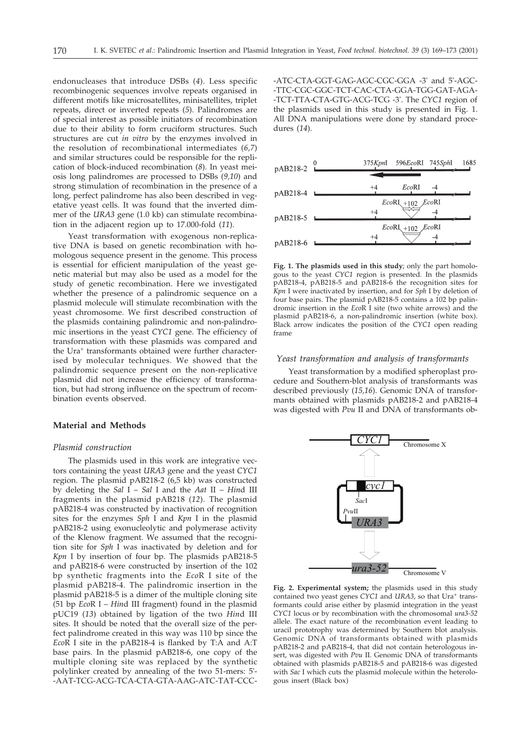endonucleases that introduce DSBs (*4*). Less specific recombinogenic sequences involve repeats organised in different motifs like microsatellites, minisatellites, triplet repeats, direct or inverted repeats (*5*). Palindromes are of special interest as possible initiators of recombination due to their ability to form cruciform structures. Such structures are cut *in vitro* by the enzymes involved in the resolution of recombinational intermediates (*6,7*) and similar structures could be responsible for the replication of block-induced recombination (*8*). In yeast meiosis long palindromes are processed to DSBs (*9,10*) and strong stimulation of recombination in the presence of a long, perfect palindrome has also been described in vegetative yeast cells. It was found that the inverted dimmer of the *URA3* gene (1.0 kb) can stimulate recombination in the adjacent region up to 17.000-fold (*11*).

Yeast transformation with exogenous non-replicative DNA is based on genetic recombination with homologous sequence present in the genome. This process is essential for efficient manipulation of the yeast genetic material but may also be used as a model for the study of genetic recombination. Here we investigated whether the presence of a palindromic sequence on a plasmid molecule will stimulate recombination with the yeast chromosome. We first described construction of the plasmids containing palindromic and non-palindromic insertions in the yeast *CYC1* gene. The efficiency of transformation with these plasmids was compared and the Ura$^+$ transformants obtained were further characterised by molecular techniques. We showed that the palindromic sequence present on the non-replicative plasmid did not increase the efficiency of transformation, but had strong influence on the spectrum of recombination events observed.

## Material and Methods

### *Plasmid construction*

The plasmids used in this work are integrative vectors containing the yeast *URA3* gene and the yeast *CYC1* region. The plasmid pAB218-2 (6,5 kb) was constructed by deleting the *Sal* I – *Sal* I and the *Aat* II – *Hin*d III fragments in the plasmid pAB218 (*12*). The plasmid pAB218-4 was constructed by inactivation of recognition sites for the enzymes *Sph* I and *Kpn* I in the plasmid pAB218-2 using exonucleolytic and polymerase activity of the Klenow fragment. We assumed that the recognition site for *Sph* I was inactivated by deletion and for *Kpn* I by insertion of four bp. The plasmids pAB218-5 and pAB218-6 were constructed by insertion of the 102 bp synthetic fragments into the *Eco*R I site of the plasmid pAB218-4. The palindromic insertion in the plasmid pAB218-5 is a dimer of the multiple cloning site (51 bp *Eco*R I – *Hin*d III fragment) found in the plasmid pUC19 (*13*) obtained by ligation of the two *Hin*d III sites. It should be noted that the overall size of the perfect palindrome created in this way was 110 bp since the *Eco*R I site in the pAB218-4 is flanked by T:A and A:T base pairs. In the plasmid pAB218-6, one copy of the multiple cloning site was replaced by the synthetic polylinker created by annealing of the two 51-mers: 5'-AAT-TCG-ACG-TCA-CTA-GTA-AAG-ATC-TAT-CCC-ATC-CTA-GGT-GAG-AGC-CGC-GGA -3' and 5'-AGC-TTC-CGC-GGC-TCT-CAC-CTA-GGA-TGG-GAT-AGA-TCT-TTA-CTA-GTG-ACG-TCG -3'. The *CYC1* region of the plasmids used in this study is presented in Fig. 1. All DNA manipulations were done by standard procedures (*14*).

**Fig. 1. The plasmids used in this study**; only the part homologous to the yeast *CYC1* region is presented. In the plasmids pAB218-4, pAB218-5 and pAB218-6 the recognition sites for *Kpn* I were inactivated by insertion, and for *Sph* I by deletion of four base pairs. The plasmid pAB218-5 contains a 102 bp palindromic insertion in the *Eco*R I site (two white arrows) and the plasmid pAB218-6, a non-palindromic insertion (white box). Black arrow indicates the position of the *CYC1* open reading frame

### *Yeast transformation and analysis of transformants*

Yeast transformation by a modified spheroplast procedure and Southern-blot analysis of transformants was described previously (*15,16*). Genomic DNA of transformants obtained with plasmids pAB218-2 and pAB218-4 was digested with *Pvu* II and DNA of transformants ob-

**Fig. 2. Experimental system;** the plasmids used in this study contained two yeast genes *CYC1* and *URA3*, so that Ura$^+$ transformants could arise either by plasmid integration in the yeast *CYC1* locus or by recombination with the chromosomal *ura3-52* allele. The exact nature of the recombination event leading to uracil prototrophy was determined by Southern blot analysis. Genomic DNA of transformants obtained with plasmids pAB218-2 and pAB218-4, that did not contain heterologous insert, was digested with *Pvu* II. Genomic DNA of transformants obtained with plasmids pAB218-5 and pAB218-6 was digested with *Sac* I which cuts the plasmid molecule within the heterologous insert (Black box)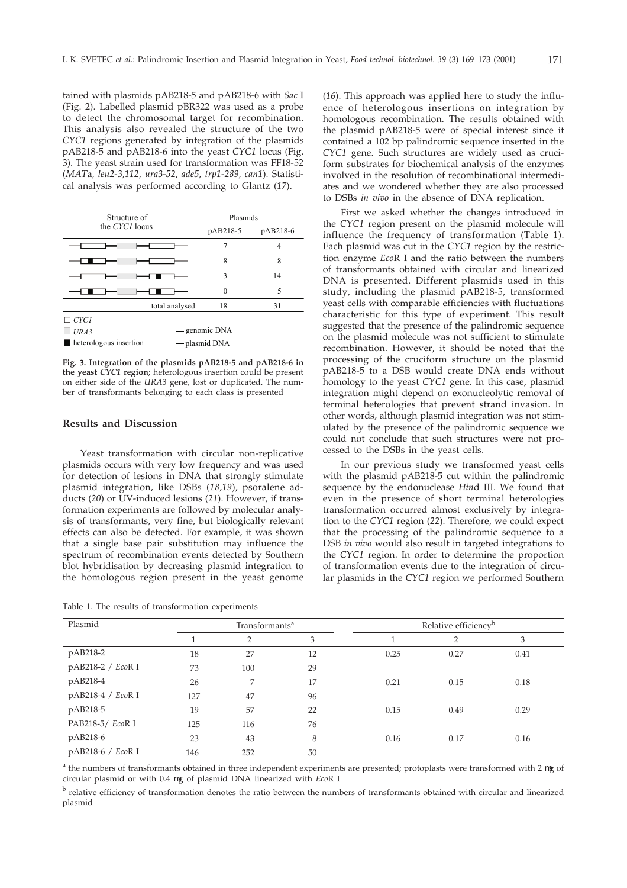tained with plasmids pAB218-5 and pAB218-6 with *Sac* I (Fig. 2). Labelled plasmid pBR322 was used as a probe to detect the chromosomal target for recombination. This analysis also revealed the structure of the two *CYC1* regions generated by integration of the plasmids pAB218-5 and pAB218-6 into the yeast *CYC1* locus (Fig. 3). The yeast strain used for transformation was FF18-52 (*MAT***a**, *leu2-3,112*, *ura3-52*, *ade5*, *trp1-289*, *can1*). Statistical analysis was performed according to Glantz (*17*).

| Structure of the *CYC1* locus | pAB218-5 | pAB218-6 |
|---|---|---|
| (no insertion) | 7 | 4 |
| (insertion on left side) | 8 | 8 |
| (insertion on right side) | 3 | 14 |
| (insertion on both sides) | 0 | 5 |
| total analysed: | 18 | 31 |

□ *CYC1* — genomic DNA
□ *URA3* — plasmid DNA
■ heterologous insertion

**Fig. 3. Integration of the plasmids pAB218-5 and pAB218-6 in the yeast *CYC1* region**; heterologous insertion could be present on either side of the *URA3* gene, lost or duplicated. The number of transformants belonging to each class is presented

## Results and Discussion

Yeast transformation with circular non-replicative plasmids occurs with very low frequency and was used for detection of lesions in DNA that strongly stimulate plasmid integration, like DSBs (*18,19*), psoralene adducts (*20*) or UV-induced lesions (*21*). However, if transformation experiments are followed by molecular analysis of transformants, very fine, but biologically relevant effects can also be detected. For example, it was shown that a single base pair substitution may influence the spectrum of recombination events detected by Southern blot hybridisation by decreasing plasmid integration to the homologous region present in the yeast genome (*16*). This approach was applied here to study the influence of heterologous insertions on integration by homologous recombination. The results obtained with the plasmid pAB218-5 were of special interest since it contained a 102 bp palindromic sequence inserted in the *CYC1* gene. Such structures are widely used as cruciform substrates for biochemical analysis of the enzymes involved in the resolution of recombinational intermediates and we wondered whether they are also processed to DSBs *in vivo* in the absence of DNA replication.

First we asked whether the changes introduced in the *CYC1* region present on the plasmid molecule will influence the frequency of transformation (Table 1). Each plasmid was cut in the *CYC1* region by the restriction enzyme *Eco*R I and the ratio between the numbers of transformants obtained with circular and linearized DNA is presented. Different plasmids used in this study, including the plasmid pAB218-5, transformed yeast cells with comparable efficiencies with fluctuations characteristic for this type of experiment. This result suggested that the presence of the palindromic sequence on the plasmid molecule was not sufficient to stimulate recombination. However, it should be noted that the processing of the cruciform structure on the plasmid pAB218-5 to a DSB would create DNA ends without homology to the yeast *CYC1* gene. In this case, plasmid integration might depend on exonucleolytic removal of terminal heterologies that prevent strand invasion. In other words, although plasmid integration was not stimulated by the presence of the palindromic sequence we could not conclude that such structures were not processed to the DSBs in the yeast cells.

In our previous study we transformed yeast cells with the plasmid pAB218-5 cut within the palindromic sequence by the endonuclease *Hin*d III. We found that even in the presence of short terminal heterologies transformation occurred almost exclusively by integration to the *CYC1* region (*22*). Therefore, we could expect that the processing of the palindromic sequence to a DSB *in vivo* would also result in targeted integrations to the *CYC1* region. In order to determine the proportion of transformation events due to the integration of circular plasmids in the *CYC1* region we performed Southern

Table 1. The results of transformation experiments

| Plasmid | Transformants[a] | | | Relative efficiency[b] | | |
|---|---|---|---|---|---|---|
| | 1 | 2 | 3 | 1 | 2 | 3 |
| pAB218-2 | 18 | 27 | 12 | 0.25 | 0.27 | 0.41 |
| pAB218-2 / *Eco*R I | 73 | 100 | 29 | | | |
| pAB218-4 | 26 | 7 | 17 | 0.21 | 0.15 | 0.18 |
| pAB218-4 / *Eco*R I | 127 | 47 | 96 | | | |
| pAB218-5 | 19 | 57 | 22 | 0.15 | 0.49 | 0.29 |
| PAB218-5/ *Eco*R I | 125 | 116 | 76 | | | |
| pAB218-6 | 23 | 43 | 8 | 0.16 | 0.17 | 0.16 |
| pAB218-6 / *Eco*R I | 146 | 252 | 50 | | | |

[a] the numbers of transformants obtained in three independent experiments are presented; protoplasts were transformed with 2 μg of circular plasmid or with 0.4 μg of plasmid DNA linearized with *Eco*R I

[b] relative efficiency of transformation denotes the ratio between the numbers of transformants obtained with circular and linearized plasmid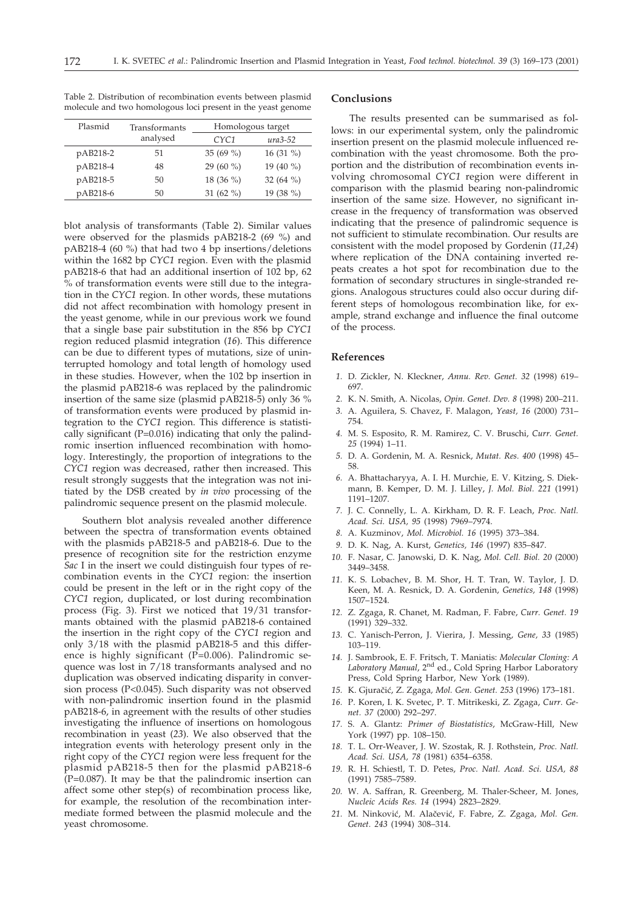Table 2. Distribution of recombination events between plasmid molecule and two homologous loci present in the yeast genome

| Plasmid | Transformants analysed | Homologous target | |
|---|---|---|---|
| | | *CYC1* | *ura3-52* |
| pAB218-2 | 51 | 35 (69 %) | 16 (31 %) |
| pAB218-4 | 48 | 29 (60 %) | 19 (40 %) |
| pAB218-5 | 50 | 18 (36 %) | 32 (64 %) |
| pAB218-6 | 50 | 31 (62 %) | 19 (38 %) |

blot analysis of transformants (Table 2). Similar values were observed for the plasmids pAB218-2 (69 %) and pAB218-4 (60 %) that had two 4 bp insertions/deletions within the 1682 bp *CYC1* region. Even with the plasmid pAB218-6 that had an additional insertion of 102 bp, 62 % of transformation events were still due to the integration in the *CYC1* region. In other words, these mutations did not affect recombination with homology present in the yeast genome, while in our previous work we found that a single base pair substitution in the 856 bp *CYC1* region reduced plasmid integration (*16*). This difference can be due to different types of mutations, size of uninterrupted homology and total length of homology used in these studies. However, when the 102 bp insertion in the plasmid pAB218-6 was replaced by the palindromic insertion of the same size (plasmid pAB218-5) only 36 % of transformation events were produced by plasmid integration to the *CYC1* region. This difference is statistically significant ($P=0.016$) indicating that only the palindromic insertion influenced recombination with homology. Interestingly, the proportion of integrations to the *CYC1* region was decreased, rather then increased. This result strongly suggests that the integration was not initiated by the DSB created by *in vivo* processing of the palindromic sequence present on the plasmid molecule.

Southern blot analysis revealed another difference between the spectra of transformation events obtained with the plasmids pAB218-5 and pAB218-6. Due to the presence of recognition site for the restriction enzyme *Sac* I in the insert we could distinguish four types of recombination events in the *CYC1* region: the insertion could be present in the left or in the right copy of the *CYC1* region, duplicated, or lost during recombination process (Fig. 3). First we noticed that 19/31 transformants obtained with the plasmid pAB218-6 contained the insertion in the right copy of the *CYC1* region and only 3/18 with the plasmid pAB218-5 and this difference is highly significant ($P=0.006$). Palindromic sequence was lost in 7/18 transformants analysed and no duplication was observed indicating disparity in conversion process ($P<0.045$). Such disparity was not observed with non-palindromic insertion found in the plasmid pAB218-6, in agreement with the results of other studies investigating the influence of insertions on homologous recombination in yeast (*23*). We also observed that the integration events with heterology present only in the right copy of the *CYC1* region were less frequent for the plasmid pAB218-5 then for the plasmid pAB218-6 ($P=0.087$). It may be that the palindromic insertion can affect some other step(s) of recombination process like, for example, the resolution of the recombination intermediate formed between the plasmid molecule and the yeast chromosome.

## Conclusions

The results presented can be summarised as follows: in our experimental system, only the palindromic insertion present on the plasmid molecule influenced recombination with the yeast chromosome. Both the proportion and the distribution of recombination events involving chromosomal *CYC1* region were different in comparison with the plasmid bearing non-palindromic insertion of the same size. However, no significant increase in the frequency of transformation was observed indicating that the presence of palindromic sequence is not sufficient to stimulate recombination. Our results are consistent with the model proposed by Gordenin (*11,24*) where replication of the DNA containing inverted repeats creates a hot spot for recombination due to the formation of secondary structures in single-stranded regions. Analogous structures could also occur during different steps of homologous recombination like, for example, strand exchange and influence the final outcome of the process.

## References

1. D. Zickler, N. Kleckner, *Annu. Rev. Genet. 32* (1998) 619–697.
2. K. N. Smith, A. Nicolas, *Opin. Genet. Dev. 8* (1998) 200–211.
3. A. Aguilera, S. Chavez, F. Malagon, *Yeast, 16* (2000) 731–754.
4. M. S. Esposito, R. M. Ramirez, C. V. Bruschi, *Curr. Genet. 25* (1994) 1–11.
5. D. A. Gordenin, M. A. Resnick, *Mutat. Res. 400* (1998) 45–58.
6. A. Bhattacharyya, A. I. H. Murchie, E. V. Kitzing, S. Diekmann, B. Kemper, D. M. J. Lilley, *J. Mol. Biol. 221* (1991) 1191–1207.
7. J. C. Connelly, L. A. Kirkham, D. R. F. Leach, *Proc. Natl. Acad. Sci. USA, 95* (1998) 7969–7974.
8. A. Kuzminov, *Mol. Microbiol. 16* (1995) 373–384.
9. D. K. Nag, A. Kurst, *Genetics, 146* (1997) 835–847.
10. F. Nasar, C. Janowski, D. K. Nag, *Mol. Cell. Biol. 20* (2000) 3449–3458.
11. K. S. Lobachev, B. M. Shor, H. T. Tran, W. Taylor, J. D. Keen, M. A. Resnick, D. A. Gordenin, *Genetics, 148* (1998) 1507–1524.
12. Z. Zgaga, R. Chanet, M. Radman, F. Fabre, *Curr. Genet. 19* (1991) 329–332.
13. C. Yanisch-Perron, J. Vierira, J. Messing, *Gene, 33* (1985) 103–119.
14. J. Sambrook, E. F. Fritsch, T. Maniatis: *Molecular Cloning: A Laboratory Manual*, 2nd ed., Cold Spring Harbor Laboratory Press, Cold Spring Harbor, New York (1989).
15. K. Gjuračić, Z. Zgaga, *Mol. Gen. Genet. 253* (1996) 173–181.
16. P. Koren, I. K. Svetec, P. T. Mitrikeski, Z. Zgaga, *Curr. Genet. 37* (2000) 292–297.
17. S. A. Glantz: *Primer of Biostatistics*, McGraw-Hill, New York (1997) pp. 108–150.
18. T. L. Orr-Weaver, J. W. Szostak, R. J. Rothstein, *Proc. Natl. Acad. Sci. USA, 78* (1981) 6354–6358.
19. R. H. Schiestl, T. D. Petes, *Proc. Natl. Acad. Sci. USA, 88* (1991) 7585–7589.
20. W. A. Saffran, R. Greenberg, M. Thaler-Scheer, M. Jones, *Nucleic Acids Res. 14* (1994) 2823–2829.
21. M. Ninković, M. Alačević, F. Fabre, Z. Zgaga, *Mol. Gen. Genet. 243* (1994) 308–314.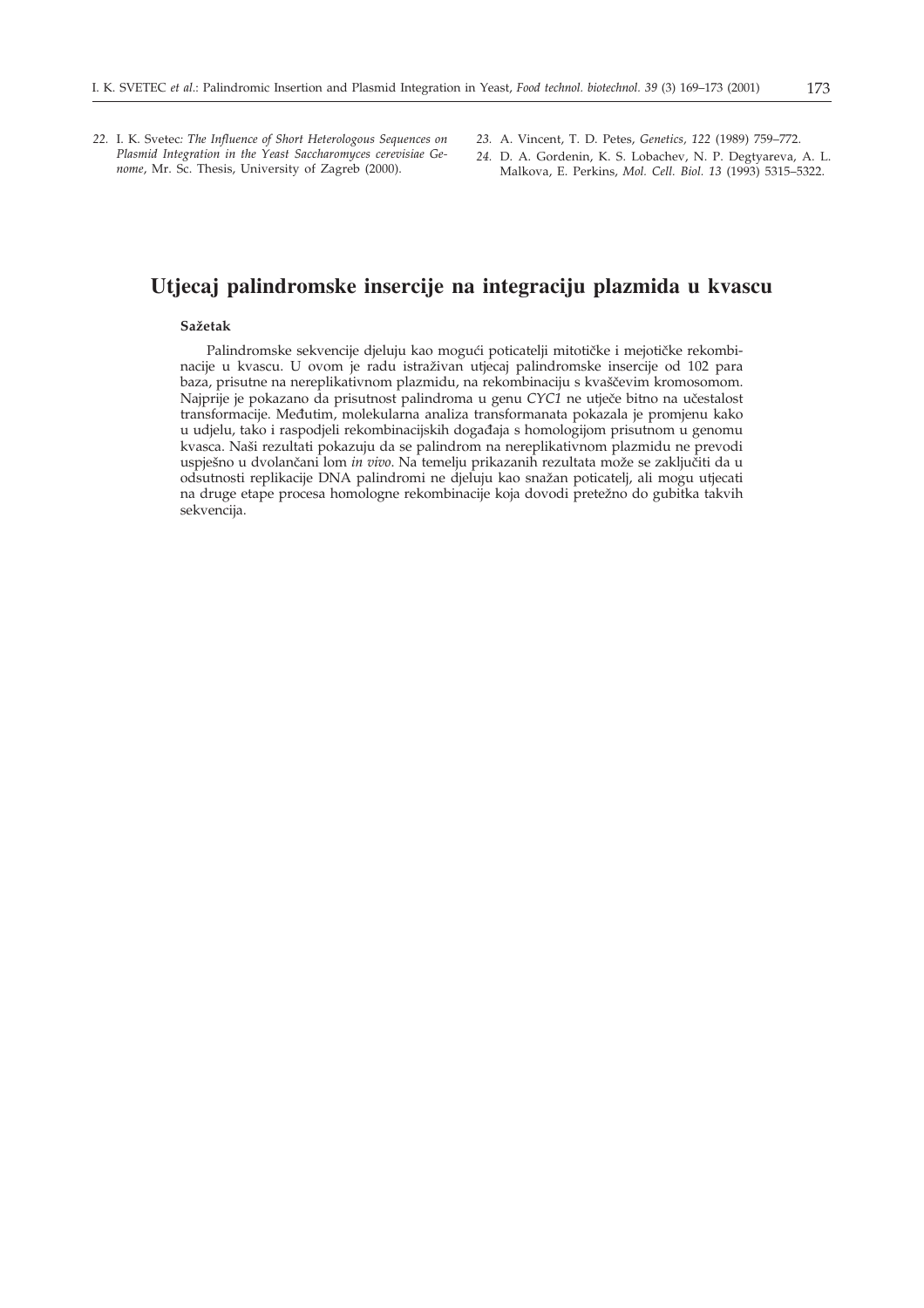22. I. K. Svetec: *The Influence of Short Heterologous Sequences on Plasmid Integration in the Yeast Saccharomyces cerevisiae Genome*, Mr. Sc. Thesis, University of Zagreb (2000).

23. A. Vincent, T. D. Petes, *Genetics, 122* (1989) 759–772.

24. D. A. Gordenin, K. S. Lobachev, N. P. Degtyareva, A. L. Malkova, E. Perkins, *Mol. Cell. Biol. 13* (1993) 5315–5322.

# Utjecaj palindromske insercije na integraciju plazmida u kvascu

### Sažetak

Palindromske sekvencije djeluju kao mogući poticatelji mitotičke i mejotičke rekombinacije u kvascu. U ovom je radu istraživan utjecaj palindromske insercije od 102 para baza, prisutne na nereplikativnom plazmidu, na rekombinaciju s kvaščevim kromosomom. Najprije je pokazano da prisutnost palindroma u genu *CYC1* ne utječe bitno na učestalost transformacije. Međutim, molekularna analiza transformanata pokazala je promjenu kako u udjelu, tako i raspodjeli rekombinacijskih događaja s homologijom prisutnom u genomu kvasca. Naši rezultati pokazuju da se palindrom na nereplikativnom plazmidu ne prevodi uspješno u dvolančani lom *in vivo*. Na temelju prikazanih rezultata može se zaključiti da u odsutnosti replikacije DNA palindromi ne djeluju kao snažan poticatelj, ali mogu utjecati na druge etape procesa homologne rekombinacije koja dovodi pretežno do gubitka takvih sekvencija.